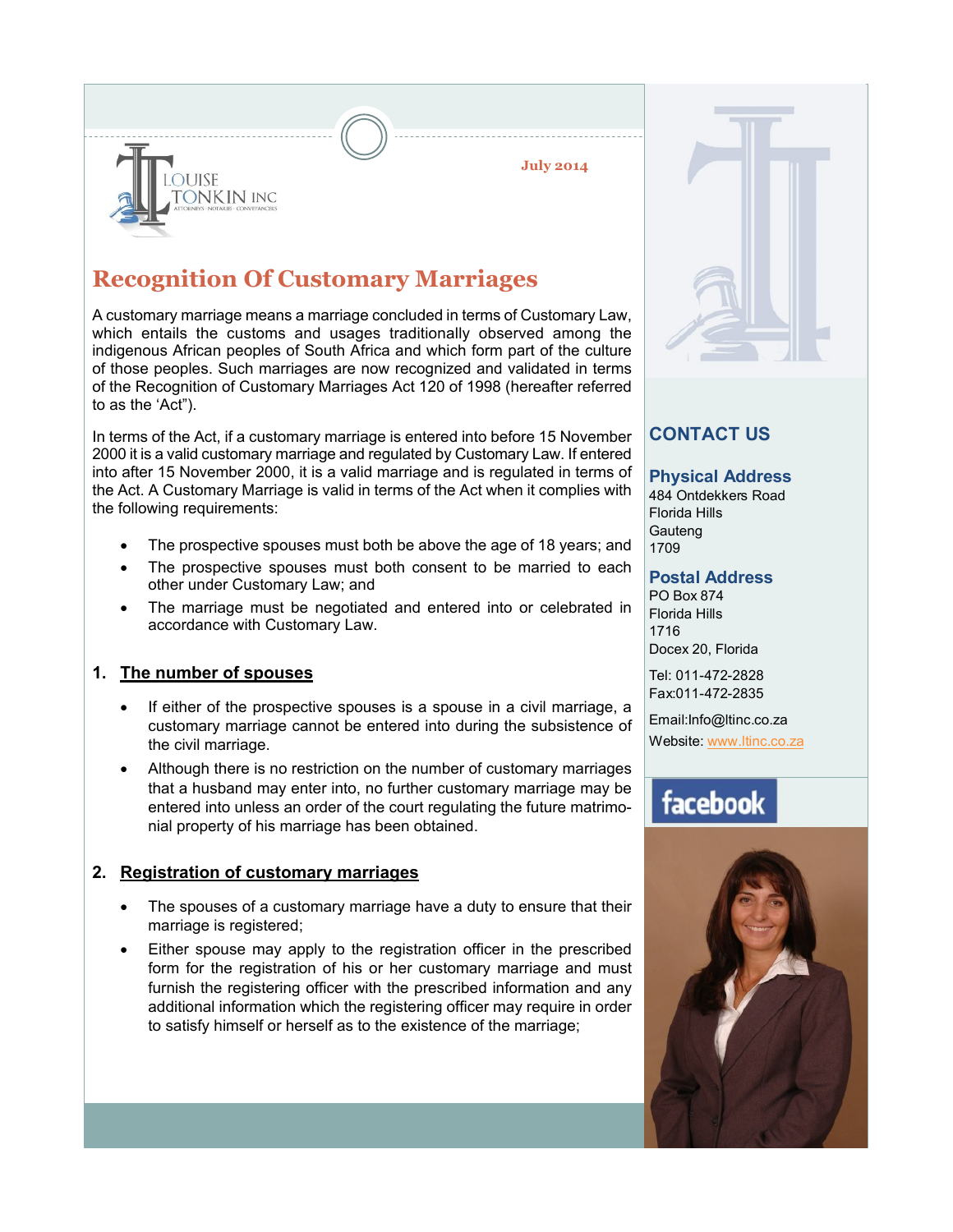LOUISE TONKIN INC

ATTORNEYS · NOTARIES · CONVEYANCERS

July 2014

# Recognition Of Customary Marriages

A customary marriage means a marriage concluded in terms of Customary Law, which entails the customs and usages traditionally observed among the indigenous African peoples of South Africa and which form part of the culture of those peoples. Such marriages are now recognized and validated in terms of the Recognition of Customary Marriages Act 120 of 1998 (hereafter referred to as the 'Act").

In terms of the Act, if a customary marriage is entered into before 15 November 2000 it is a valid customary marriage and regulated by Customary Law. If entered into after 15 November 2000, it is a valid marriage and is regulated in terms of the Act. A Customary Marriage is valid in terms of the Act when it complies with the following requirements:

- The prospective spouses must both be above the age of 18 years; and
- The prospective spouses must both consent to be married to each other under Customary Law; and
- The marriage must be negotiated and entered into or celebrated in accordance with Customary Law.

## 1. The number of spouses

- If either of the prospective spouses is a spouse in a civil marriage, a customary marriage cannot be entered into during the subsistence of the civil marriage.
- Although there is no restriction on the number of customary marriages that a husband may enter into, no further customary marriage may be entered into unless an order of the court regulating the future matrimonial property of his marriage has been obtained.

## 2. Registration of customary marriages

- The spouses of a customary marriage have a duty to ensure that their marriage is registered;
- Either spouse may apply to the registration officer in the prescribed form for the registration of his or her customary marriage and must furnish the registering officer with the prescribed information and any additional information which the registering officer may require in order to satisfy himself or herself as to the existence of the marriage;

## CONTACT US

### Physical Address

484 Ontdekkers Road
Florida Hills
Gauteng
1709

### Postal Address

PO Box 874
Florida Hills
1716
Docex 20, Florida

Tel: 011-472-2828
Fax:011-472-2835

Email:Info@ltinc.co.za

Website: www.ltinc.co.za

facebook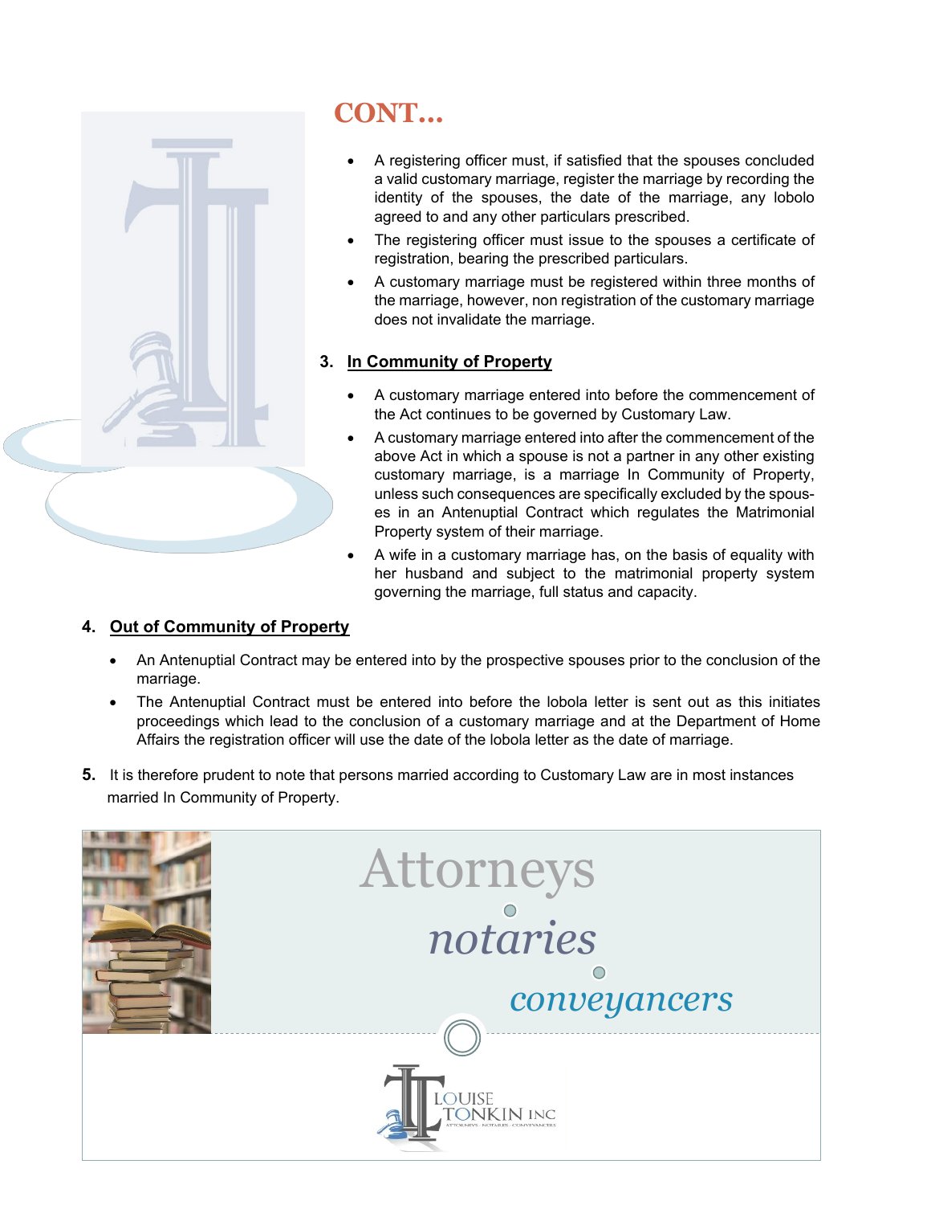# CONT…

- A registering officer must, if satisfied that the spouses concluded a valid customary marriage, register the marriage by recording the identity of the spouses, the date of the marriage, any lobolo agreed to and any other particulars prescribed.
- The registering officer must issue to the spouses a certificate of registration, bearing the prescribed particulars.
- A customary marriage must be registered within three months of the marriage, however, non registration of the customary marriage does not invalidate the marriage.

3. **In Community of Property**

- A customary marriage entered into before the commencement of the Act continues to be governed by Customary Law.
- A customary marriage entered into after the commencement of the above Act in which a spouse is not a partner in any other existing customary marriage, is a marriage In Community of Property, unless such consequences are specifically excluded by the spouses in an Antenuptial Contract which regulates the Matrimonial Property system of their marriage.
- A wife in a customary marriage has, on the basis of equality with her husband and subject to the matrimonial property system governing the marriage, full status and capacity.

4. **Out of Community of Property**

- An Antenuptial Contract may be entered into by the prospective spouses prior to the conclusion of the marriage.
- The Antenuptial Contract must be entered into before the lobola letter is sent out as this initiates proceedings which lead to the conclusion of a customary marriage and at the Department of Home Affairs the registration officer will use the date of the lobola letter as the date of marriage.

5. It is therefore prudent to note that persons married according to Customary Law are in most instances married In Community of Property.

Attorneys
*notaries*
*conveyancers*

LOUISE TONKIN INC
ATTORNEYS · NOTARIES · CONVEYANCERS